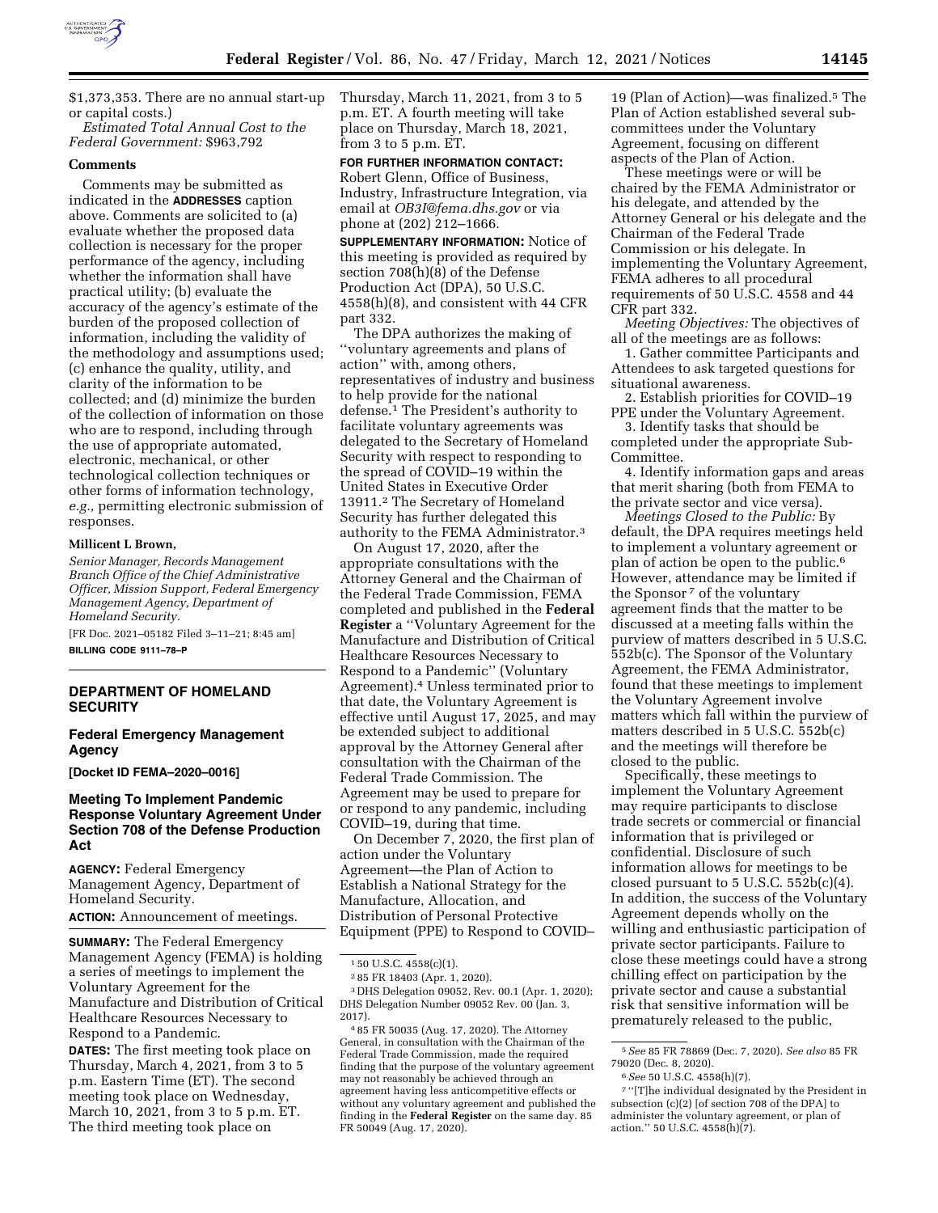$1,373,353. There are no annual start-up or capital costs.)

*Estimated Total Annual Cost to the Federal Government:* $963,792

**Comments**

Comments may be submitted as indicated in the **ADDRESSES** caption above. Comments are solicited to (a) evaluate whether the proposed data collection is necessary for the proper performance of the agency, including whether the information shall have practical utility; (b) evaluate the accuracy of the agency's estimate of the burden of the proposed collection of information, including the validity of the methodology and assumptions used; (c) enhance the quality, utility, and clarity of the information to be collected; and (d) minimize the burden of the collection of information on those who are to respond, including through the use of appropriate automated, electronic, mechanical, or other technological collection techniques or other forms of information technology, *e.g.,* permitting electronic submission of responses.

**Millicent L Brown,**

*Senior Manager, Records Management Branch Office of the Chief Administrative Officer, Mission Support, Federal Emergency Management Agency, Department of Homeland Security.*

[FR Doc. 2021–05182 Filed 3–11–21; 8:45 am]

**BILLING CODE 9111–78–P**

## DEPARTMENT OF HOMELAND SECURITY

### Federal Emergency Management Agency

**[Docket ID FEMA–2020–0016]**

### Meeting To Implement Pandemic Response Voluntary Agreement Under Section 708 of the Defense Production Act

**AGENCY:** Federal Emergency Management Agency, Department of Homeland Security.

**ACTION:** Announcement of meetings.

**SUMMARY:** The Federal Emergency Management Agency (FEMA) is holding a series of meetings to implement the Voluntary Agreement for the Manufacture and Distribution of Critical Healthcare Resources Necessary to Respond to a Pandemic.

**DATES:** The first meeting took place on Thursday, March 4, 2021, from 3 to 5 p.m. Eastern Time (ET). The second meeting took place on Wednesday, March 10, 2021, from 3 to 5 p.m. ET. The third meeting took place on Thursday, March 11, 2021, from 3 to 5 p.m. ET. A fourth meeting will take place on Thursday, March 18, 2021, from 3 to 5 p.m. ET.

**FOR FURTHER INFORMATION CONTACT:** Robert Glenn, Office of Business, Industry, Infrastructure Integration, via email at *OB3I@fema.dhs.gov* or via phone at (202) 212–1666.

**SUPPLEMENTARY INFORMATION:** Notice of this meeting is provided as required by section 708(h)(8) of the Defense Production Act (DPA), 50 U.S.C. 4558(h)(8), and consistent with 44 CFR part 332.

The DPA authorizes the making of ''voluntary agreements and plans of action'' with, among others, representatives of industry and business to help provide for the national defense.[1] The President's authority to facilitate voluntary agreements was delegated to the Secretary of Homeland Security with respect to responding to the spread of COVID–19 within the United States in Executive Order 13911.[2] The Secretary of Homeland Security has further delegated this authority to the FEMA Administrator.[3]

On August 17, 2020, after the appropriate consultations with the Attorney General and the Chairman of the Federal Trade Commission, FEMA completed and published in the **Federal Register** a ''Voluntary Agreement for the Manufacture and Distribution of Critical Healthcare Resources Necessary to Respond to a Pandemic'' (Voluntary Agreement).[4] Unless terminated prior to that date, the Voluntary Agreement is effective until August 17, 2025, and may be extended subject to additional approval by the Attorney General after consultation with the Chairman of the Federal Trade Commission. The Agreement may be used to prepare for or respond to any pandemic, including COVID–19, during that time.

On December 7, 2020, the first plan of action under the Voluntary Agreement—the Plan of Action to Establish a National Strategy for the Manufacture, Allocation, and Distribution of Personal Protective Equipment (PPE) to Respond to COVID–19 (Plan of Action)—was finalized.[5] The Plan of Action established several sub-committees under the Voluntary Agreement, focusing on different aspects of the Plan of Action.

These meetings were or will be chaired by the FEMA Administrator or his delegate, and attended by the Attorney General or his delegate and the Chairman of the Federal Trade Commission or his delegate. In implementing the Voluntary Agreement, FEMA adheres to all procedural requirements of 50 U.S.C. 4558 and 44 CFR part 332.

*Meeting Objectives:* The objectives of all of the meetings are as follows:

1. Gather committee Participants and Attendees to ask targeted questions for situational awareness.
2. Establish priorities for COVID–19 PPE under the Voluntary Agreement.
3. Identify tasks that should be completed under the appropriate Sub-Committee.
4. Identify information gaps and areas that merit sharing (both from FEMA to the private sector and vice versa).

*Meetings Closed to the Public:* By default, the DPA requires meetings held to implement a voluntary agreement or plan of action be open to the public.[6] However, attendance may be limited if the Sponsor[7] of the voluntary agreement finds that the matter to be discussed at a meeting falls within the purview of matters described in 5 U.S.C. 552b(c). The Sponsor of the Voluntary Agreement, the FEMA Administrator, found that these meetings to implement the Voluntary Agreement involve matters which fall within the purview of matters described in 5 U.S.C. 552b(c) and the meetings will therefore be closed to the public.

Specifically, these meetings to implement the Voluntary Agreement may require participants to disclose trade secrets or commercial or financial information that is privileged or confidential. Disclosure of such information allows for meetings to be closed pursuant to 5 U.S.C. 552b(c)(4). In addition, the success of the Voluntary Agreement depends wholly on the willing and enthusiastic participation of private sector participants. Failure to close these meetings could have a strong chilling effect on participation by the private sector and cause a substantial risk that sensitive information will be prematurely released to the public,

---

[1] 50 U.S.C. 4558(c)(1).

[2] 85 FR 18403 (Apr. 1, 2020).

[3] DHS Delegation 09052, Rev. 00.1 (Apr. 1, 2020); DHS Delegation Number 09052 Rev. 00 (Jan. 3, 2017).

[4] 85 FR 50035 (Aug. 17, 2020). The Attorney General, in consultation with the Chairman of the Federal Trade Commission, made the required finding that the purpose of the voluntary agreement may not reasonably be achieved through an agreement having less anticompetitive effects or without any voluntary agreement and published the finding in the **Federal Register** on the same day. 85 FR 50049 (Aug. 17, 2020).

[5] *See* 85 FR 78869 (Dec. 7, 2020). *See also* 85 FR 79020 (Dec. 8, 2020).

[6] *See* 50 U.S.C. 4558(h)(7).

[7] ''[T]he individual designated by the President in subsection (c)(2) [of section 708 of the DPA] to administer the voluntary agreement, or plan of action.'' 50 U.S.C. 4558(h)(7).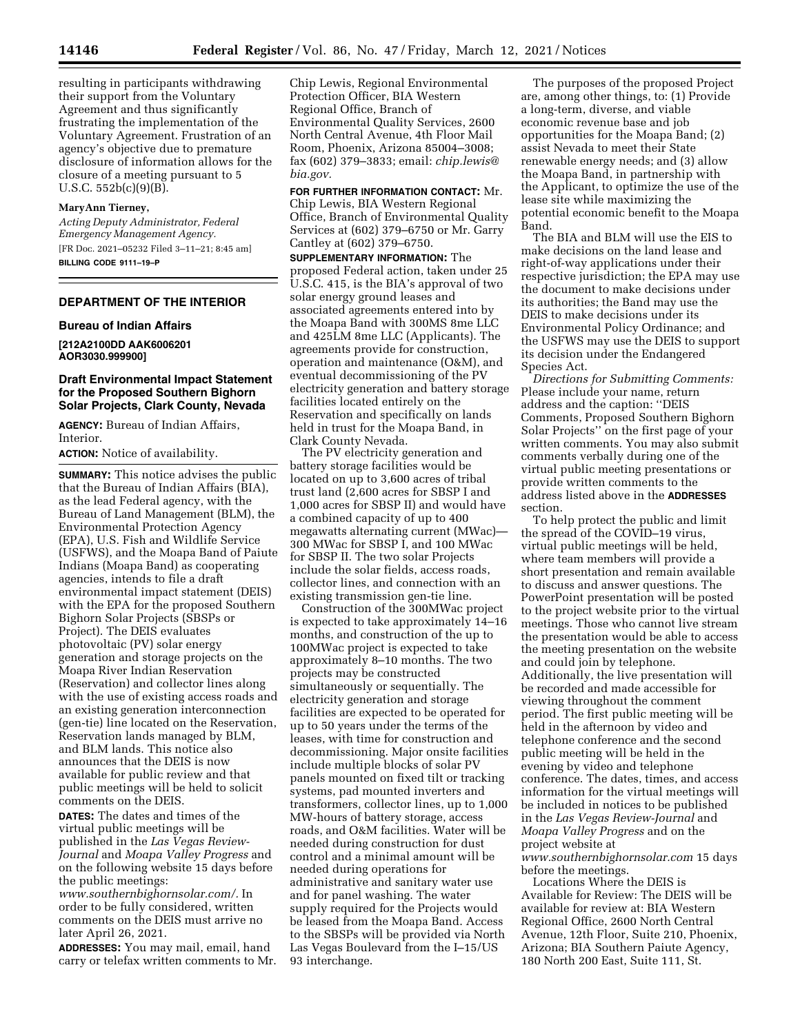resulting in participants withdrawing their support from the Voluntary Agreement and thus significantly frustrating the implementation of the Voluntary Agreement. Frustration of an agency's objective due to premature disclosure of information allows for the closure of a meeting pursuant to 5 U.S.C. 552b(c)(9)(B).

**MaryAnn Tierney,**

*Acting Deputy Administrator, Federal Emergency Management Agency.*

[FR Doc. 2021–05232 Filed 3–11–21; 8:45 am]

**BILLING CODE 9111–19–P**

## DEPARTMENT OF THE INTERIOR

### Bureau of Indian Affairs

**[212A2100DD AAK6006201 AOR3030.999900]**

### Draft Environmental Impact Statement for the Proposed Southern Bighorn Solar Projects, Clark County, Nevada

**AGENCY:** Bureau of Indian Affairs, Interior.

**ACTION:** Notice of availability.

**SUMMARY:** This notice advises the public that the Bureau of Indian Affairs (BIA), as the lead Federal agency, with the Bureau of Land Management (BLM), the Environmental Protection Agency (EPA), U.S. Fish and Wildlife Service (USFWS), and the Moapa Band of Paiute Indians (Moapa Band) as cooperating agencies, intends to file a draft environmental impact statement (DEIS) with the EPA for the proposed Southern Bighorn Solar Projects (SBSPs or Project). The DEIS evaluates photovoltaic (PV) solar energy generation and storage projects on the Moapa River Indian Reservation (Reservation) and collector lines along with the use of existing access roads and an existing generation interconnection (gen-tie) line located on the Reservation, Reservation lands managed by BLM, and BLM lands. This notice also announces that the DEIS is now available for public review and that public meetings will be held to solicit comments on the DEIS.

**DATES:** The dates and times of the virtual public meetings will be published in the *Las Vegas Review-Journal* and *Moapa Valley Progress* and on the following website 15 days before the public meetings: *www.southernbighornsolar.com/.* In order to be fully considered, written comments on the DEIS must arrive no later April 26, 2021.

**ADDRESSES:** You may mail, email, hand carry or telefax written comments to Mr. Chip Lewis, Regional Environmental Protection Officer, BIA Western Regional Office, Branch of Environmental Quality Services, 2600 North Central Avenue, 4th Floor Mail Room, Phoenix, Arizona 85004–3008; fax (602) 379–3833; email: *chip.lewis@bia.gov.*

**FOR FURTHER INFORMATION CONTACT:** Mr. Chip Lewis, BIA Western Regional Office, Branch of Environmental Quality Services at (602) 379–6750 or Mr. Garry Cantley at (602) 379–6750.

**SUPPLEMENTARY INFORMATION:** The proposed Federal action, taken under 25 U.S.C. 415, is the BIA's approval of two solar energy ground leases and associated agreements entered into by the Moapa Band with 300MS 8me LLC and 425LM 8me LLC (Applicants). The agreements provide for construction, operation and maintenance (O&M), and eventual decommissioning of the PV electricity generation and battery storage facilities located entirely on the Reservation and specifically on lands held in trust for the Moapa Band, in Clark County Nevada.

The PV electricity generation and battery storage facilities would be located on up to 3,600 acres of tribal trust land (2,600 acres for SBSP I and 1,000 acres for SBSP II) and would have a combined capacity of up to 400 megawatts alternating current (MWac)—300 MWac for SBSP I, and 100 MWac for SBSP II. The two solar Projects include the solar fields, access roads, collector lines, and connection with an existing transmission gen-tie line.

Construction of the 300MWac project is expected to take approximately 14–16 months, and construction of the up to 100MWac project is expected to take approximately 8–10 months. The two projects may be constructed simultaneously or sequentially. The electricity generation and storage facilities are expected to be operated for up to 50 years under the terms of the leases, with time for construction and decommissioning. Major onsite facilities include multiple blocks of solar PV panels mounted on fixed tilt or tracking systems, pad mounted inverters and transformers, collector lines, up to 1,000 MW-hours of battery storage, access roads, and O&M facilities. Water will be needed during construction for dust control and a minimal amount will be needed during operations for administrative and sanitary water use and for panel washing. The water supply required for the Projects would be leased from the Moapa Band. Access to the SBSPs will be provided via North Las Vegas Boulevard from the I–15/US 93 interchange.

The purposes of the proposed Project are, among other things, to: (1) Provide a long-term, diverse, and viable economic revenue base and job opportunities for the Moapa Band; (2) assist Nevada to meet their State renewable energy needs; and (3) allow the Moapa Band, in partnership with the Applicant, to optimize the use of the lease site while maximizing the potential economic benefit to the Moapa Band.

The BIA and BLM will use the EIS to make decisions on the land lease and right-of-way applications under their respective jurisdiction; the EPA may use the document to make decisions under its authorities; the Band may use the DEIS to make decisions under its Environmental Policy Ordinance; and the USFWS may use the DEIS to support its decision under the Endangered Species Act.

*Directions for Submitting Comments:* Please include your name, return address and the caption: "DEIS Comments, Proposed Southern Bighorn Solar Projects" on the first page of your written comments. You may also submit comments verbally during one of the virtual public meeting presentations or provide written comments to the address listed above in the **ADDRESSES** section.

To help protect the public and limit the spread of the COVID–19 virus, virtual public meetings will be held, where team members will provide a short presentation and remain available to discuss and answer questions. The PowerPoint presentation will be posted to the project website prior to the virtual meetings. Those who cannot live stream the presentation would be able to access the meeting presentation on the website and could join by telephone. Additionally, the live presentation will be recorded and made accessible for viewing throughout the comment period. The first public meeting will be held in the afternoon by video and telephone conference and the second public meeting will be held in the evening by video and telephone conference. The dates, times, and access information for the virtual meetings will be included in notices to be published in the *Las Vegas Review-Journal* and *Moapa Valley Progress* and on the project website at *www.southernbighornsolar.com* 15 days before the meetings.

Locations Where the DEIS is Available for Review: The DEIS will be available for review at: BIA Western Regional Office, 2600 North Central Avenue, 12th Floor, Suite 210, Phoenix, Arizona; BIA Southern Paiute Agency, 180 North 200 East, Suite 111, St.